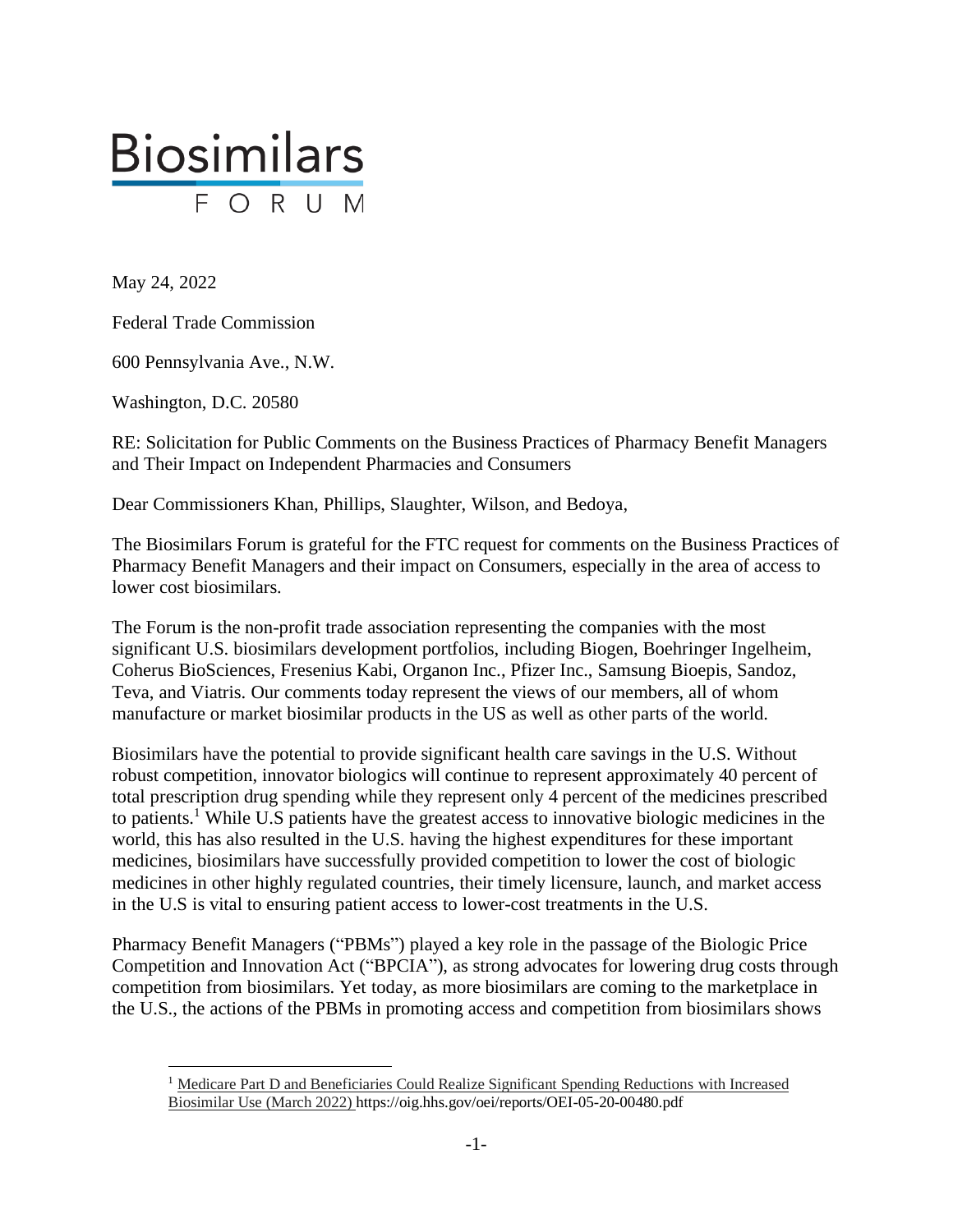# Biosimilars FORUM

May 24, 2022

Federal Trade Commission

600 Pennsylvania Ave., N.W.

Washington, D.C. 20580

RE: Solicitation for Public Comments on the Business Practices of Pharmacy Benefit Managers and Their Impact on Independent Pharmacies and Consumers

Dear Commissioners Khan, Phillips, Slaughter, Wilson, and Bedoya,

The Biosimilars Forum is grateful for the FTC request for comments on the Business Practices of Pharmacy Benefit Managers and their impact on Consumers, especially in the area of access to lower cost biosimilars.

The Forum is the non-profit trade association representing the companies with the most significant U.S. biosimilars development portfolios, including Biogen, Boehringer Ingelheim, Coherus BioSciences, Fresenius Kabi, Organon Inc., Pfizer Inc., Samsung Bioepis, Sandoz, Teva, and Viatris. Our comments today represent the views of our members, all of whom manufacture or market biosimilar products in the US as well as other parts of the world.

Biosimilars have the potential to provide significant health care savings in the U.S. Without robust competition, innovator biologics will continue to represent approximately 40 percent of total prescription drug spending while they represent only 4 percent of the medicines prescribed to patients.[1] While U.S patients have the greatest access to innovative biologic medicines in the world, this has also resulted in the U.S. having the highest expenditures for these important medicines, biosimilars have successfully provided competition to lower the cost of biologic medicines in other highly regulated countries, their timely licensure, launch, and market access in the U.S is vital to ensuring patient access to lower-cost treatments in the U.S.

Pharmacy Benefit Managers ("PBMs") played a key role in the passage of the Biologic Price Competition and Innovation Act ("BPCIA"), as strong advocates for lowering drug costs through competition from biosimilars. Yet today, as more biosimilars are coming to the marketplace in the U.S., the actions of the PBMs in promoting access and competition from biosimilars shows

[1] Medicare Part D and Beneficiaries Could Realize Significant Spending Reductions with Increased Biosimilar Use (March 2022) https://oig.hhs.gov/oei/reports/OEI-05-20-00480.pdf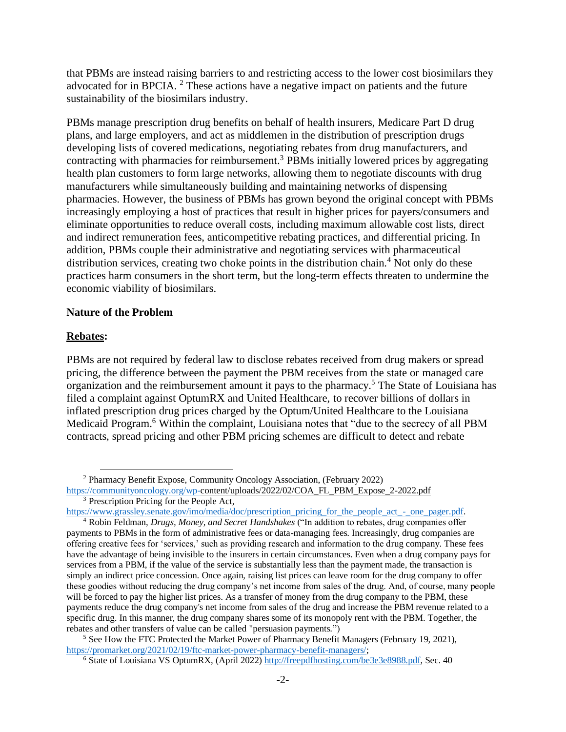that PBMs are instead raising barriers to and restricting access to the lower cost biosimilars they advocated for in BPCIA. [2] These actions have a negative impact on patients and the future sustainability of the biosimilars industry.

PBMs manage prescription drug benefits on behalf of health insurers, Medicare Part D drug plans, and large employers, and act as middlemen in the distribution of prescription drugs developing lists of covered medications, negotiating rebates from drug manufacturers, and contracting with pharmacies for reimbursement.[3] PBMs initially lowered prices by aggregating health plan customers to form large networks, allowing them to negotiate discounts with drug manufacturers while simultaneously building and maintaining networks of dispensing pharmacies. However, the business of PBMs has grown beyond the original concept with PBMs increasingly employing a host of practices that result in higher prices for payers/consumers and eliminate opportunities to reduce overall costs, including maximum allowable cost lists, direct and indirect remuneration fees, anticompetitive rebating practices, and differential pricing. In addition, PBMs couple their administrative and negotiating services with pharmaceutical distribution services, creating two choke points in the distribution chain.[4] Not only do these practices harm consumers in the short term, but the long-term effects threaten to undermine the economic viability of biosimilars.

**Nature of the Problem**

**<u>Rebates</u>:**

PBMs are not required by federal law to disclose rebates received from drug makers or spread pricing, the difference between the payment the PBM receives from the state or managed care organization and the reimbursement amount it pays to the pharmacy.[5] The State of Louisiana has filed a complaint against OptumRX and United Healthcare, to recover billions of dollars in inflated prescription drug prices charged by the Optum/United Healthcare to the Louisiana Medicaid Program.[6] Within the complaint, Louisiana notes that "due to the secrecy of all PBM contracts, spread pricing and other PBM pricing schemes are difficult to detect and rebate

---

[2] Pharmacy Benefit Expose, Community Oncology Association, (February 2022) https://communityoncology.org/wp-content/uploads/2022/02/COA_FL_PBM_Expose_2-2022.pdf

[3] Prescription Pricing for the People Act, https://www.grassley.senate.gov/imo/media/doc/prescription_pricing_for_the_people_act_-_one_pager.pdf.

[4] Robin Feldman, *Drugs, Money, and Secret Handshakes* ("In addition to rebates, drug companies offer payments to PBMs in the form of administrative fees or data-managing fees. Increasingly, drug companies are offering creative fees for 'services,' such as providing research and information to the drug company. These fees have the advantage of being invisible to the insurers in certain circumstances. Even when a drug company pays for services from a PBM, if the value of the service is substantially less than the payment made, the transaction is simply an indirect price concession. Once again, raising list prices can leave room for the drug company to offer these goodies without reducing the drug company's net income from sales of the drug. And, of course, many people will be forced to pay the higher list prices. As a transfer of money from the drug company to the PBM, these payments reduce the drug company's net income from sales of the drug and increase the PBM revenue related to a specific drug. In this manner, the drug company shares some of its monopoly rent with the PBM. Together, the rebates and other transfers of value can be called "persuasion payments.")

[5] See How the FTC Protected the Market Power of Pharmacy Benefit Managers (February 19, 2021), https://promarket.org/2021/02/19/ftc-market-power-pharmacy-benefit-managers/;

[6] State of Louisiana VS OptumRX, (April 2022) http://freepdfhosting.com/be3e3e8988.pdf, Sec. 40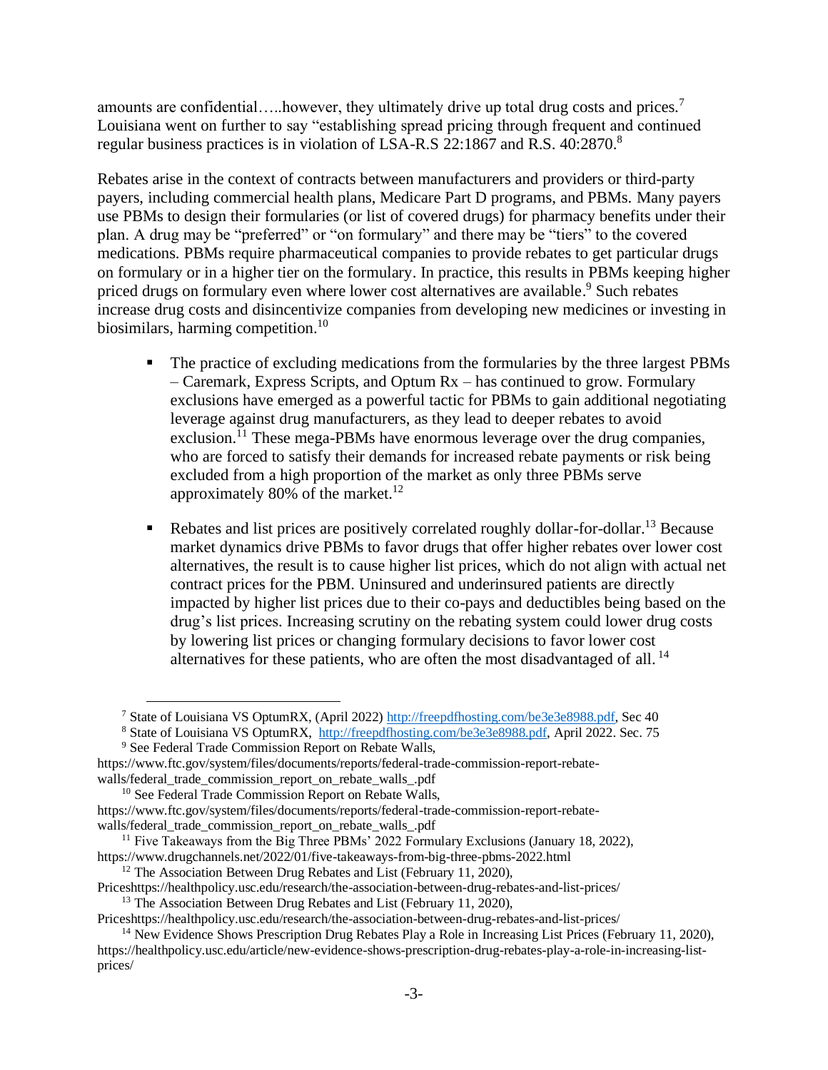amounts are confidential…..however, they ultimately drive up total drug costs and prices.[7] Louisiana went on further to say "establishing spread pricing through frequent and continued regular business practices is in violation of LSA-R.S 22:1867 and R.S. 40:2870.[8]

Rebates arise in the context of contracts between manufacturers and providers or third-party payers, including commercial health plans, Medicare Part D programs, and PBMs. Many payers use PBMs to design their formularies (or list of covered drugs) for pharmacy benefits under their plan. A drug may be "preferred" or "on formulary" and there may be "tiers" to the covered medications. PBMs require pharmaceutical companies to provide rebates to get particular drugs on formulary or in a higher tier on the formulary. In practice, this results in PBMs keeping higher priced drugs on formulary even where lower cost alternatives are available.[9] Such rebates increase drug costs and disincentivize companies from developing new medicines or investing in biosimilars, harming competition.[10]

- The practice of excluding medications from the formularies by the three largest PBMs – Caremark, Express Scripts, and Optum Rx – has continued to grow. Formulary exclusions have emerged as a powerful tactic for PBMs to gain additional negotiating leverage against drug manufacturers, as they lead to deeper rebates to avoid exclusion.[11] These mega-PBMs have enormous leverage over the drug companies, who are forced to satisfy their demands for increased rebate payments or risk being excluded from a high proportion of the market as only three PBMs serve approximately 80% of the market.[12]

- Rebates and list prices are positively correlated roughly dollar-for-dollar.[13] Because market dynamics drive PBMs to favor drugs that offer higher rebates over lower cost alternatives, the result is to cause higher list prices, which do not align with actual net contract prices for the PBM. Uninsured and underinsured patients are directly impacted by higher list prices due to their co-pays and deductibles being based on the drug's list prices. Increasing scrutiny on the rebating system could lower drug costs by lowering list prices or changing formulary decisions to favor lower cost alternatives for these patients, who are often the most disadvantaged of all. [14]

---

[7] State of Louisiana VS OptumRX, (April 2022) http://freepdfhosting.com/be3e3e8988.pdf, Sec 40

[8] State of Louisiana VS OptumRX, http://freepdfhosting.com/be3e3e8988.pdf, April 2022. Sec. 75

[9] See Federal Trade Commission Report on Rebate Walls, https://www.ftc.gov/system/files/documents/reports/federal-trade-commission-report-rebate-walls/federal_trade_commission_report_on_rebate_walls_.pdf

[10] See Federal Trade Commission Report on Rebate Walls, https://www.ftc.gov/system/files/documents/reports/federal-trade-commission-report-rebate-walls/federal_trade_commission_report_on_rebate_walls_.pdf

[11] Five Takeaways from the Big Three PBMs' 2022 Formulary Exclusions (January 18, 2022), https://www.drugchannels.net/2022/01/five-takeaways-from-big-three-pbms-2022.html

[12] The Association Between Drug Rebates and List (February 11, 2020), Priceshttps://healthpolicy.usc.edu/research/the-association-between-drug-rebates-and-list-prices/

[13] The Association Between Drug Rebates and List (February 11, 2020), Priceshttps://healthpolicy.usc.edu/research/the-association-between-drug-rebates-and-list-prices/

[14] New Evidence Shows Prescription Drug Rebates Play a Role in Increasing List Prices (February 11, 2020), https://healthpolicy.usc.edu/article/new-evidence-shows-prescription-drug-rebates-play-a-role-in-increasing-list-prices/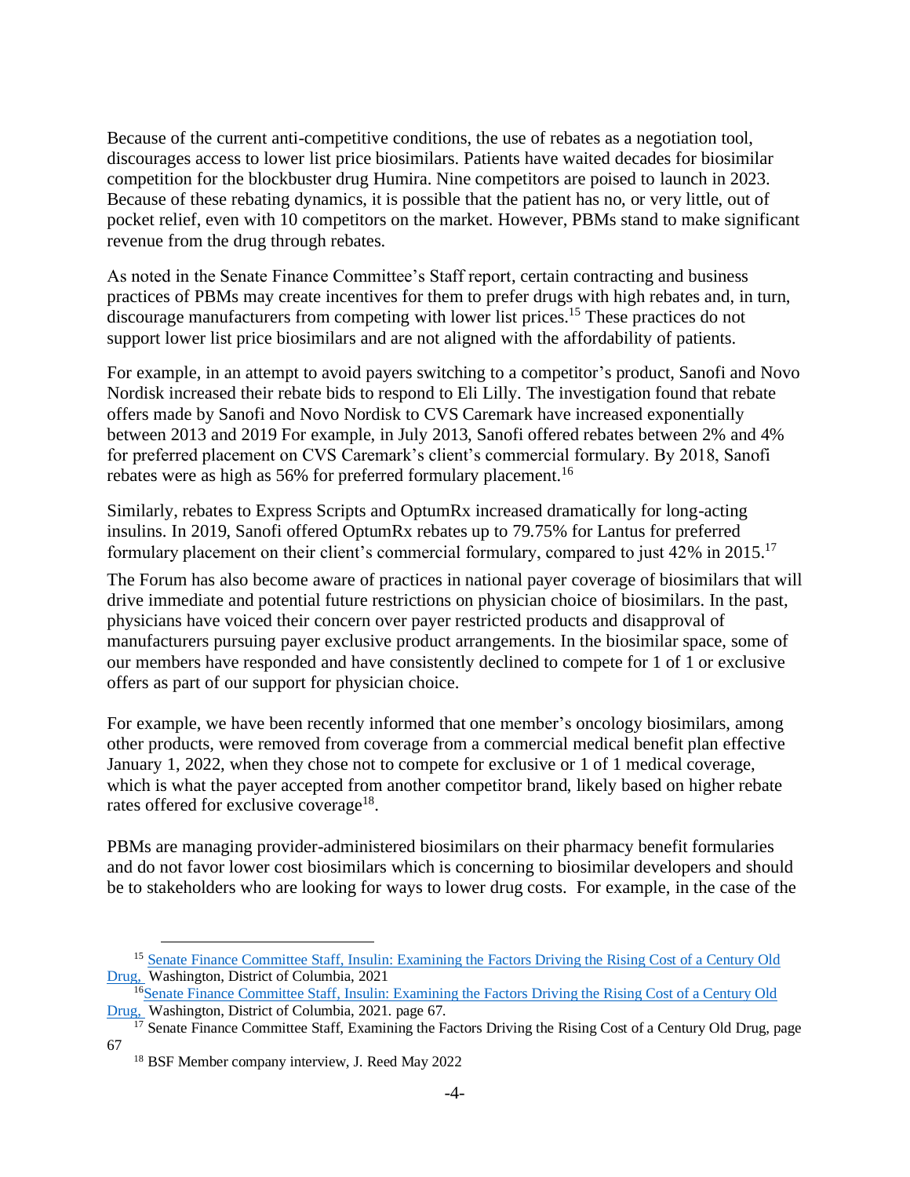Because of the current anti-competitive conditions, the use of rebates as a negotiation tool, discourages access to lower list price biosimilars. Patients have waited decades for biosimilar competition for the blockbuster drug Humira. Nine competitors are poised to launch in 2023. Because of these rebating dynamics, it is possible that the patient has no, or very little, out of pocket relief, even with 10 competitors on the market. However, PBMs stand to make significant revenue from the drug through rebates.

As noted in the Senate Finance Committee's Staff report, certain contracting and business practices of PBMs may create incentives for them to prefer drugs with high rebates and, in turn, discourage manufacturers from competing with lower list prices.[15] These practices do not support lower list price biosimilars and are not aligned with the affordability of patients.

For example, in an attempt to avoid payers switching to a competitor's product, Sanofi and Novo Nordisk increased their rebate bids to respond to Eli Lilly. The investigation found that rebate offers made by Sanofi and Novo Nordisk to CVS Caremark have increased exponentially between 2013 and 2019 For example, in July 2013, Sanofi offered rebates between 2% and 4% for preferred placement on CVS Caremark's client's commercial formulary. By 2018, Sanofi rebates were as high as 56% for preferred formulary placement.[16]

Similarly, rebates to Express Scripts and OptumRx increased dramatically for long-acting insulins. In 2019, Sanofi offered OptumRx rebates up to 79.75% for Lantus for preferred formulary placement on their client's commercial formulary, compared to just 42% in 2015.[17]

The Forum has also become aware of practices in national payer coverage of biosimilars that will drive immediate and potential future restrictions on physician choice of biosimilars. In the past, physicians have voiced their concern over payer restricted products and disapproval of manufacturers pursuing payer exclusive product arrangements. In the biosimilar space, some of our members have responded and have consistently declined to compete for 1 of 1 or exclusive offers as part of our support for physician choice.

For example, we have been recently informed that one member's oncology biosimilars, among other products, were removed from coverage from a commercial medical benefit plan effective January 1, 2022, when they chose not to compete for exclusive or 1 of 1 medical coverage, which is what the payer accepted from another competitor brand, likely based on higher rebate rates offered for exclusive coverage[18].

PBMs are managing provider-administered biosimilars on their pharmacy benefit formularies and do not favor lower cost biosimilars which is concerning to biosimilar developers and should be to stakeholders who are looking for ways to lower drug costs. For example, in the case of the

---

[15] Senate Finance Committee Staff, Insulin: Examining the Factors Driving the Rising Cost of a Century Old Drug, Washington, District of Columbia, 2021

[16] Senate Finance Committee Staff, Insulin: Examining the Factors Driving the Rising Cost of a Century Old Drug, Washington, District of Columbia, 2021. page 67.

[17] Senate Finance Committee Staff, Examining the Factors Driving the Rising Cost of a Century Old Drug, page 67

[18] BSF Member company interview, J. Reed May 2022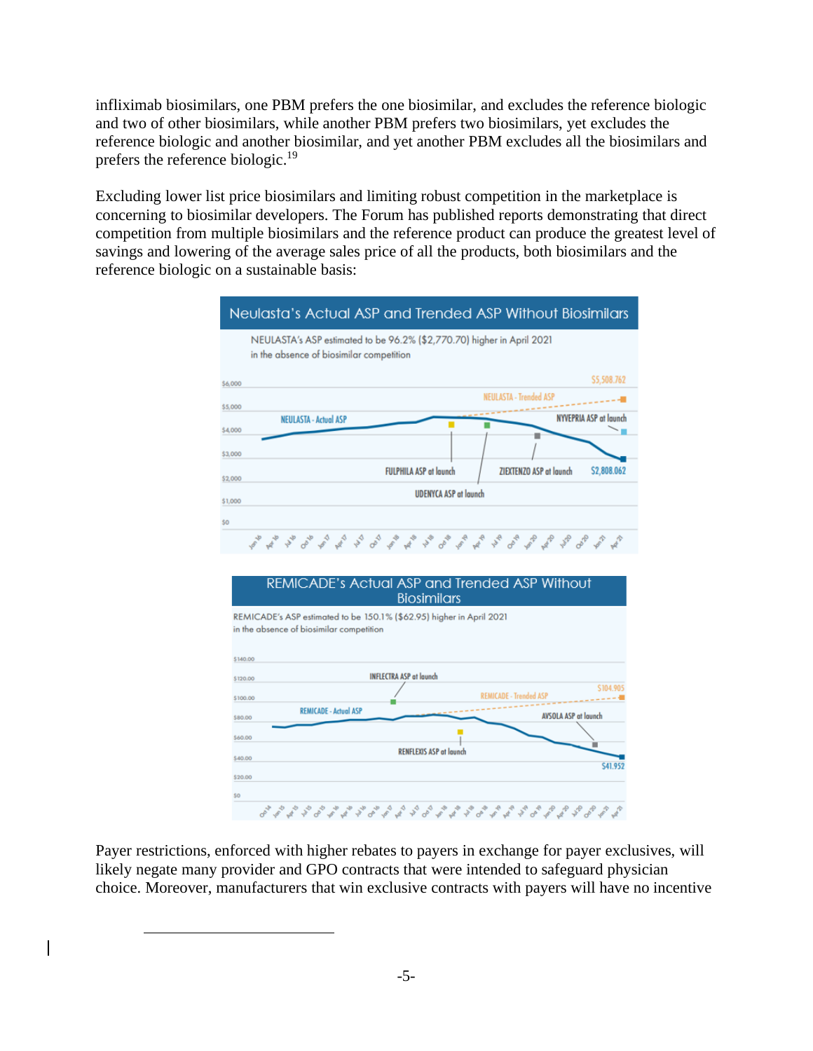infliximab biosimilars, one PBM prefers the one biosimilar, and excludes the reference biologic and two of other biosimilars, while another PBM prefers two biosimilars, yet excludes the reference biologic and another biosimilar, and yet another PBM excludes all the biosimilars and prefers the reference biologic.[19]

Excluding lower list price biosimilars and limiting robust competition in the marketplace is concerning to biosimilar developers. The Forum has published reports demonstrating that direct competition from multiple biosimilars and the reference product can produce the greatest level of savings and lowering of the average sales price of all the products, both biosimilars and the reference biologic on a sustainable basis:

**Neulasta's Actual ASP and Trended ASP Without Biosimilars**

NEULASTA's ASP estimated to be 96.2% ($2,770.70) higher in April 2021 in the absence of biosimilar competition

NEULASTA - Trended ASP: $5,508.762
NEULASTA - Actual ASP: $2,808.062
FULPHILA ASP at launch; UDENYCA ASP at launch; ZIEXTENZO ASP at launch; NYVEPRIA ASP at launch

**REMICADE's Actual ASP and Trended ASP Without Biosimilars**

REMICADE's ASP estimated to be 150.1% ($62.95) higher in April 2021 in the absence of biosimilar competition

REMICADE - Trended ASP: $104.905
REMICADE - Actual ASP: $41.952
INFLECTRA ASP at launch; RENFLEXIS ASP at launch; AVSOLA ASP at launch

Payer restrictions, enforced with higher rebates to payers in exchange for payer exclusives, will likely negate many provider and GPO contracts that were intended to safeguard physician choice. Moreover, manufacturers that win exclusive contracts with payers will have no incentive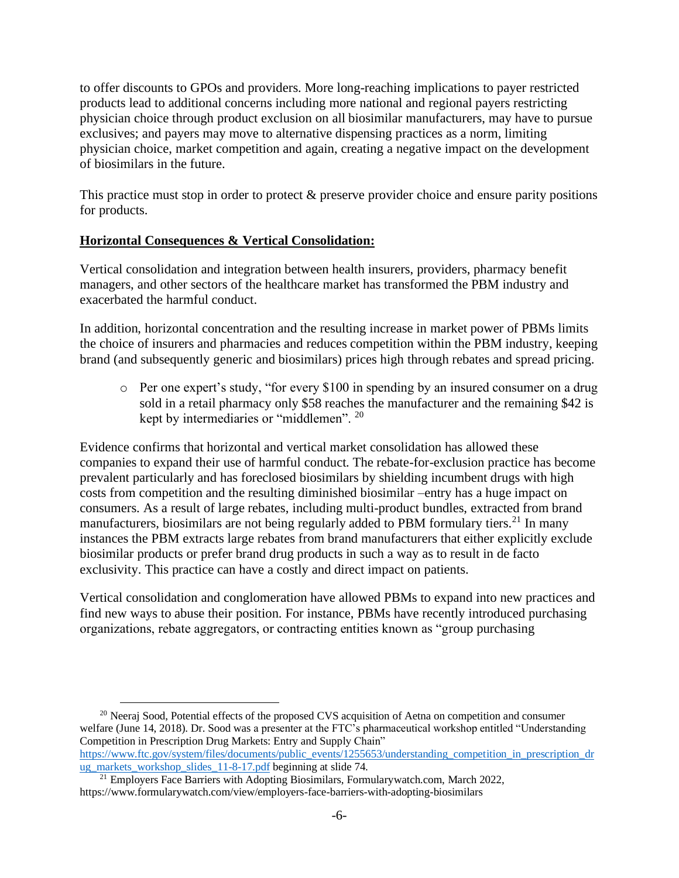to offer discounts to GPOs and providers. More long-reaching implications to payer restricted products lead to additional concerns including more national and regional payers restricting physician choice through product exclusion on all biosimilar manufacturers, may have to pursue exclusives; and payers may move to alternative dispensing practices as a norm, limiting physician choice, market competition and again, creating a negative impact on the development of biosimilars in the future.

This practice must stop in order to protect & preserve provider choice and ensure parity positions for products.

**Horizontal Consequences & Vertical Consolidation:**

Vertical consolidation and integration between health insurers, providers, pharmacy benefit managers, and other sectors of the healthcare market has transformed the PBM industry and exacerbated the harmful conduct.

In addition, horizontal concentration and the resulting increase in market power of PBMs limits the choice of insurers and pharmacies and reduces competition within the PBM industry, keeping brand (and subsequently generic and biosimilars) prices high through rebates and spread pricing.

- Per one expert's study, "for every $100 in spending by an insured consumer on a drug sold in a retail pharmacy only $58 reaches the manufacturer and the remaining $42 is kept by intermediaries or "middlemen". [20]

Evidence confirms that horizontal and vertical market consolidation has allowed these companies to expand their use of harmful conduct. The rebate-for-exclusion practice has become prevalent particularly and has foreclosed biosimilars by shielding incumbent drugs with high costs from competition and the resulting diminished biosimilar –entry has a huge impact on consumers. As a result of large rebates, including multi-product bundles, extracted from brand manufacturers, biosimilars are not being regularly added to PBM formulary tiers.[21] In many instances the PBM extracts large rebates from brand manufacturers that either explicitly exclude biosimilar products or prefer brand drug products in such a way as to result in de facto exclusivity. This practice can have a costly and direct impact on patients.

Vertical consolidation and conglomeration have allowed PBMs to expand into new practices and find new ways to abuse their position. For instance, PBMs have recently introduced purchasing organizations, rebate aggregators, or contracting entities known as "group purchasing

---

[20] Neeraj Sood, Potential effects of the proposed CVS acquisition of Aetna on competition and consumer welfare (June 14, 2018). Dr. Sood was a presenter at the FTC's pharmaceutical workshop entitled "Understanding Competition in Prescription Drug Markets: Entry and Supply Chain" https://www.ftc.gov/system/files/documents/public_events/1255653/understanding_competition_in_prescription_drug_markets_workshop_slides_11-8-17.pdf beginning at slide 74.

[21] Employers Face Barriers with Adopting Biosimilars, Formularywatch.com, March 2022, https://www.formularywatch.com/view/employers-face-barriers-with-adopting-biosimilars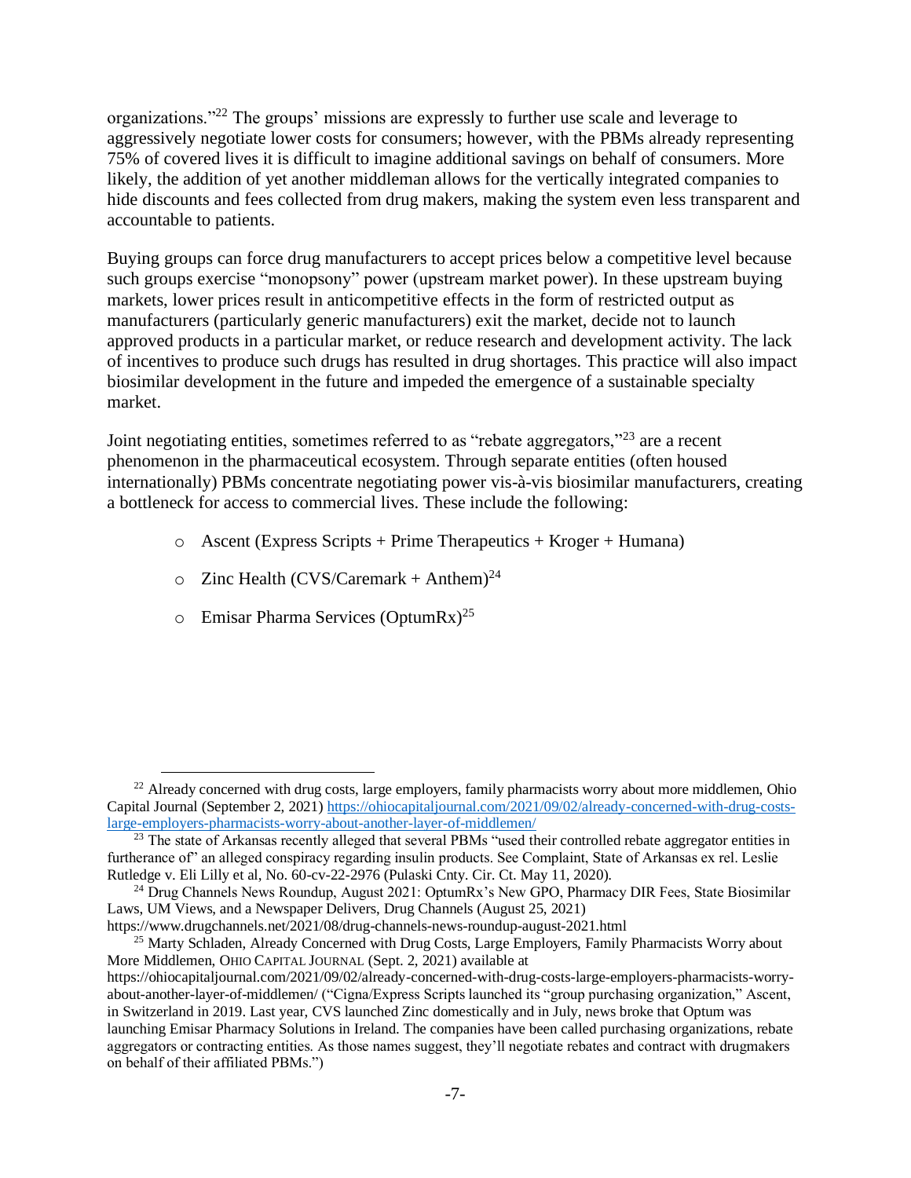organizations."[22] The groups' missions are expressly to further use scale and leverage to aggressively negotiate lower costs for consumers; however, with the PBMs already representing 75% of covered lives it is difficult to imagine additional savings on behalf of consumers. More likely, the addition of yet another middleman allows for the vertically integrated companies to hide discounts and fees collected from drug makers, making the system even less transparent and accountable to patients.

Buying groups can force drug manufacturers to accept prices below a competitive level because such groups exercise "monopsony" power (upstream market power). In these upstream buying markets, lower prices result in anticompetitive effects in the form of restricted output as manufacturers (particularly generic manufacturers) exit the market, decide not to launch approved products in a particular market, or reduce research and development activity. The lack of incentives to produce such drugs has resulted in drug shortages. This practice will also impact biosimilar development in the future and impeded the emergence of a sustainable specialty market.

Joint negotiating entities, sometimes referred to as "rebate aggregators,"[23] are a recent phenomenon in the pharmaceutical ecosystem. Through separate entities (often housed internationally) PBMs concentrate negotiating power vis-à-vis biosimilar manufacturers, creating a bottleneck for access to commercial lives. These include the following:

- Ascent (Express Scripts + Prime Therapeutics + Kroger + Humana)
- Zinc Health (CVS/Caremark + Anthem)[24]
- Emisar Pharma Services (OptumRx)[25]

---

[22] Already concerned with drug costs, large employers, family pharmacists worry about more middlemen, Ohio Capital Journal (September 2, 2021) https://ohiocapitaljournal.com/2021/09/02/already-concerned-with-drug-costs-large-employers-pharmacists-worry-about-another-layer-of-middlemen/

[23] The state of Arkansas recently alleged that several PBMs "used their controlled rebate aggregator entities in furtherance of" an alleged conspiracy regarding insulin products. See Complaint, State of Arkansas ex rel. Leslie Rutledge v. Eli Lilly et al, No. 60-cv-22-2976 (Pulaski Cnty. Cir. Ct. May 11, 2020).

[24] Drug Channels News Roundup, August 2021: OptumRx's New GPO, Pharmacy DIR Fees, State Biosimilar Laws, UM Views, and a Newspaper Delivers, Drug Channels (August 25, 2021) https://www.drugchannels.net/2021/08/drug-channels-news-roundup-august-2021.html

[25] Marty Schladen, Already Concerned with Drug Costs, Large Employers, Family Pharmacists Worry about More Middlemen, OHIO CAPITAL JOURNAL (Sept. 2, 2021) available at https://ohiocapitaljournal.com/2021/09/02/already-concerned-with-drug-costs-large-employers-pharmacists-worry-about-another-layer-of-middlemen/ ("Cigna/Express Scripts launched its "group purchasing organization," Ascent, in Switzerland in 2019. Last year, CVS launched Zinc domestically and in July, news broke that Optum was launching Emisar Pharmacy Solutions in Ireland. The companies have been called purchasing organizations, rebate aggregators or contracting entities. As those names suggest, they'll negotiate rebates and contract with drugmakers on behalf of their affiliated PBMs.")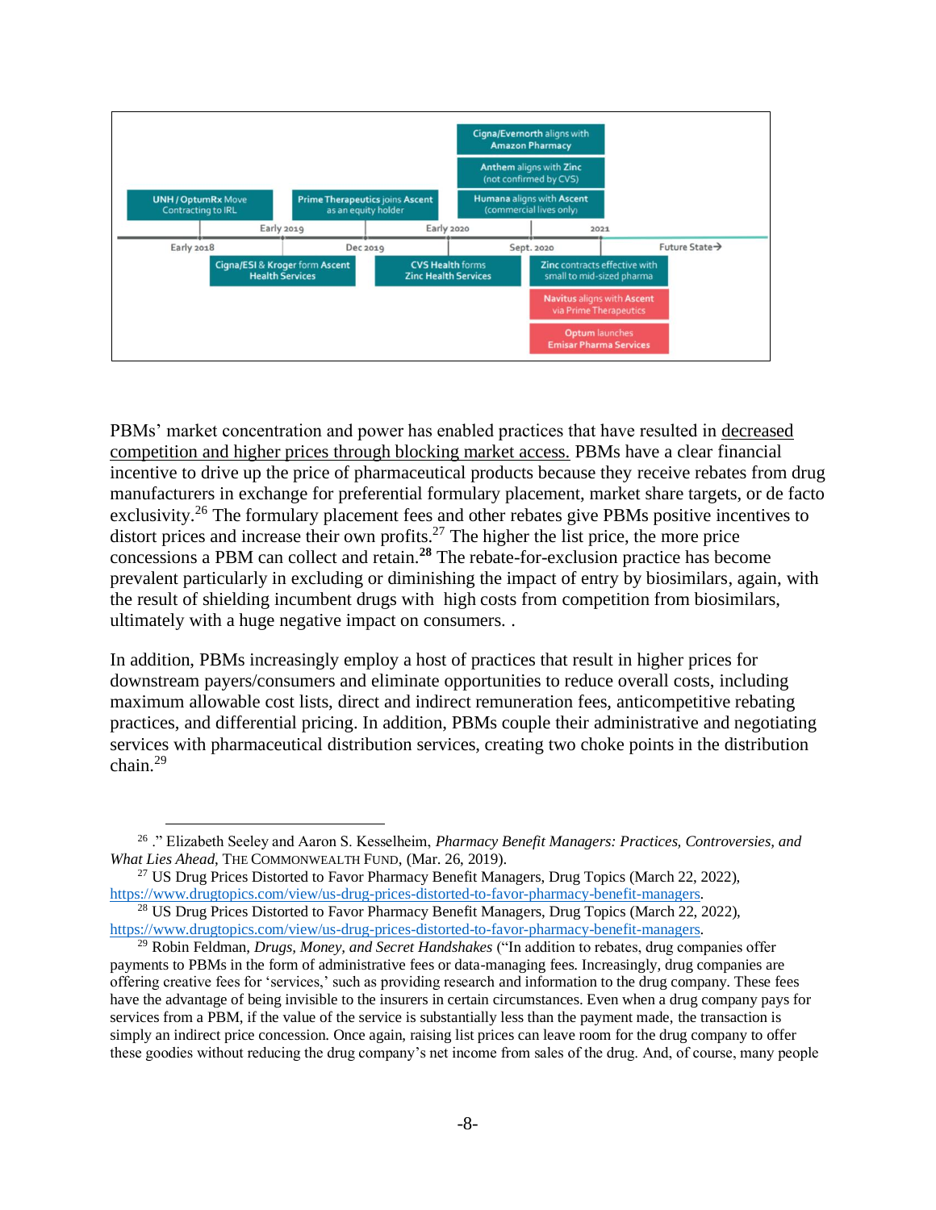Cigna/Evernorth aligns with Amazon Pharmacy

Anthem aligns with Zinc (not confirmed by CVS)

UNH / OptumRx Move Contracting to IRL

Prime Therapeutics joins Ascent as an equity holder

Humana aligns with Ascent (commercial lives only)

Early 2019 — Early 2020 — 2021

Early 2018 — Dec 2019 — Sept. 2020 — Future State →

Cigna/ESI & Kroger form Ascent Health Services

CVS Health forms Zinc Health Services

Zinc contracts effective with small to mid-sized pharma

Navitus aligns with Ascent via Prime Therapeutics

Optum launches Emisar Pharma Services

PBMs' market concentration and power has enabled practices that have resulted in decreased competition and higher prices through blocking market access. PBMs have a clear financial incentive to drive up the price of pharmaceutical products because they receive rebates from drug manufacturers in exchange for preferential formulary placement, market share targets, or de facto exclusivity.[26] The formulary placement fees and other rebates give PBMs positive incentives to distort prices and increase their own profits.[27] The higher the list price, the more price concessions a PBM can collect and retain.[28] The rebate-for-exclusion practice has become prevalent particularly in excluding or diminishing the impact of entry by biosimilars, again, with the result of shielding incumbent drugs with high costs from competition from biosimilars, ultimately with a huge negative impact on consumers. .

In addition, PBMs increasingly employ a host of practices that result in higher prices for downstream payers/consumers and eliminate opportunities to reduce overall costs, including maximum allowable cost lists, direct and indirect remuneration fees, anticompetitive rebating practices, and differential pricing. In addition, PBMs couple their administrative and negotiating services with pharmaceutical distribution services, creating two choke points in the distribution chain.[29]

---

[26] ." Elizabeth Seeley and Aaron S. Kesselheim, *Pharmacy Benefit Managers: Practices, Controversies, and What Lies Ahead*, THE COMMONWEALTH FUND, (Mar. 26, 2019).

[27] US Drug Prices Distorted to Favor Pharmacy Benefit Managers, Drug Topics (March 22, 2022), https://www.drugtopics.com/view/us-drug-prices-distorted-to-favor-pharmacy-benefit-managers.

[28] US Drug Prices Distorted to Favor Pharmacy Benefit Managers, Drug Topics (March 22, 2022), https://www.drugtopics.com/view/us-drug-prices-distorted-to-favor-pharmacy-benefit-managers.

[29] Robin Feldman, *Drugs, Money, and Secret Handshakes* ("In addition to rebates, drug companies offer payments to PBMs in the form of administrative fees or data-managing fees. Increasingly, drug companies are offering creative fees for 'services,' such as providing research and information to the drug company. These fees have the advantage of being invisible to the insurers in certain circumstances. Even when a drug company pays for services from a PBM, if the value of the service is substantially less than the payment made, the transaction is simply an indirect price concession. Once again, raising list prices can leave room for the drug company to offer these goodies without reducing the drug company's net income from sales of the drug. And, of course, many people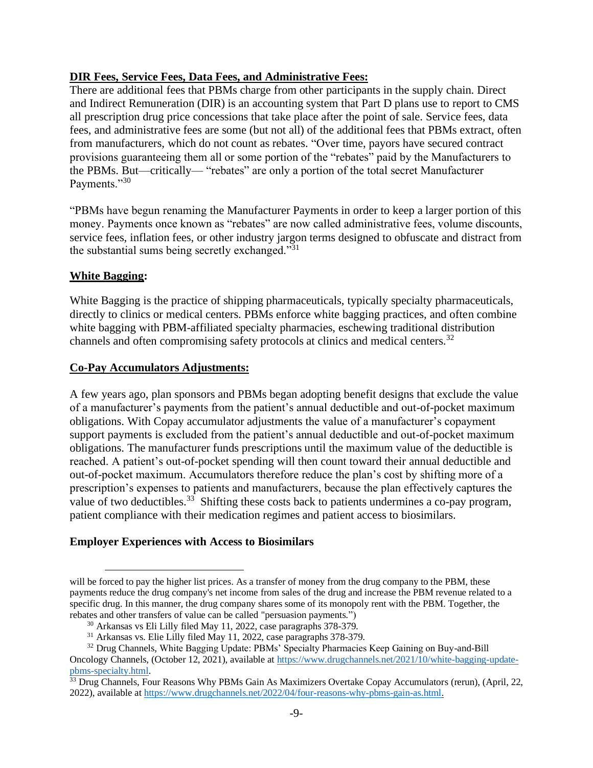**DIR Fees, Service Fees, Data Fees, and Administrative Fees:**

There are additional fees that PBMs charge from other participants in the supply chain. Direct and Indirect Remuneration (DIR) is an accounting system that Part D plans use to report to CMS all prescription drug price concessions that take place after the point of sale. Service fees, data fees, and administrative fees are some (but not all) of the additional fees that PBMs extract, often from manufacturers, which do not count as rebates. "Over time, payors have secured contract provisions guaranteeing them all or some portion of the "rebates" paid by the Manufacturers to the PBMs. But—critically— "rebates" are only a portion of the total secret Manufacturer Payments."[30]

"PBMs have begun renaming the Manufacturer Payments in order to keep a larger portion of this money. Payments once known as "rebates" are now called administrative fees, volume discounts, service fees, inflation fees, or other industry jargon terms designed to obfuscate and distract from the substantial sums being secretly exchanged."[31]

**White Bagging:**

White Bagging is the practice of shipping pharmaceuticals, typically specialty pharmaceuticals, directly to clinics or medical centers. PBMs enforce white bagging practices, and often combine white bagging with PBM-affiliated specialty pharmacies, eschewing traditional distribution channels and often compromising safety protocols at clinics and medical centers.[32]

**Co-Pay Accumulators Adjustments:**

A few years ago, plan sponsors and PBMs began adopting benefit designs that exclude the value of a manufacturer's payments from the patient's annual deductible and out-of-pocket maximum obligations. With Copay accumulator adjustments the value of a manufacturer's copayment support payments is excluded from the patient's annual deductible and out-of-pocket maximum obligations. The manufacturer funds prescriptions until the maximum value of the deductible is reached. A patient's out-of-pocket spending will then count toward their annual deductible and out-of-pocket maximum. Accumulators therefore reduce the plan's cost by shifting more of a prescription's expenses to patients and manufacturers, because the plan effectively captures the value of two deductibles.[33] Shifting these costs back to patients undermines a co-pay program, patient compliance with their medication regimes and patient access to biosimilars.

**Employer Experiences with Access to Biosimilars**

---

will be forced to pay the higher list prices. As a transfer of money from the drug company to the PBM, these payments reduce the drug company's net income from sales of the drug and increase the PBM revenue related to a specific drug. In this manner, the drug company shares some of its monopoly rent with the PBM. Together, the rebates and other transfers of value can be called "persuasion payments.")

[30] Arkansas vs Eli Lilly filed May 11, 2022, case paragraphs 378-379.

[31] Arkansas vs. Elie Lilly filed May 11, 2022, case paragraphs 378-379.

[32] Drug Channels, White Bagging Update: PBMs' Specialty Pharmacies Keep Gaining on Buy-and-Bill Oncology Channels, (October 12, 2021), available at https://www.drugchannels.net/2021/10/white-bagging-update-pbms-specialty.html.

[33] Drug Channels, Four Reasons Why PBMs Gain As Maximizers Overtake Copay Accumulators (rerun), (April, 22, 2022), available at https://www.drugchannels.net/2022/04/four-reasons-why-pbms-gain-as.html.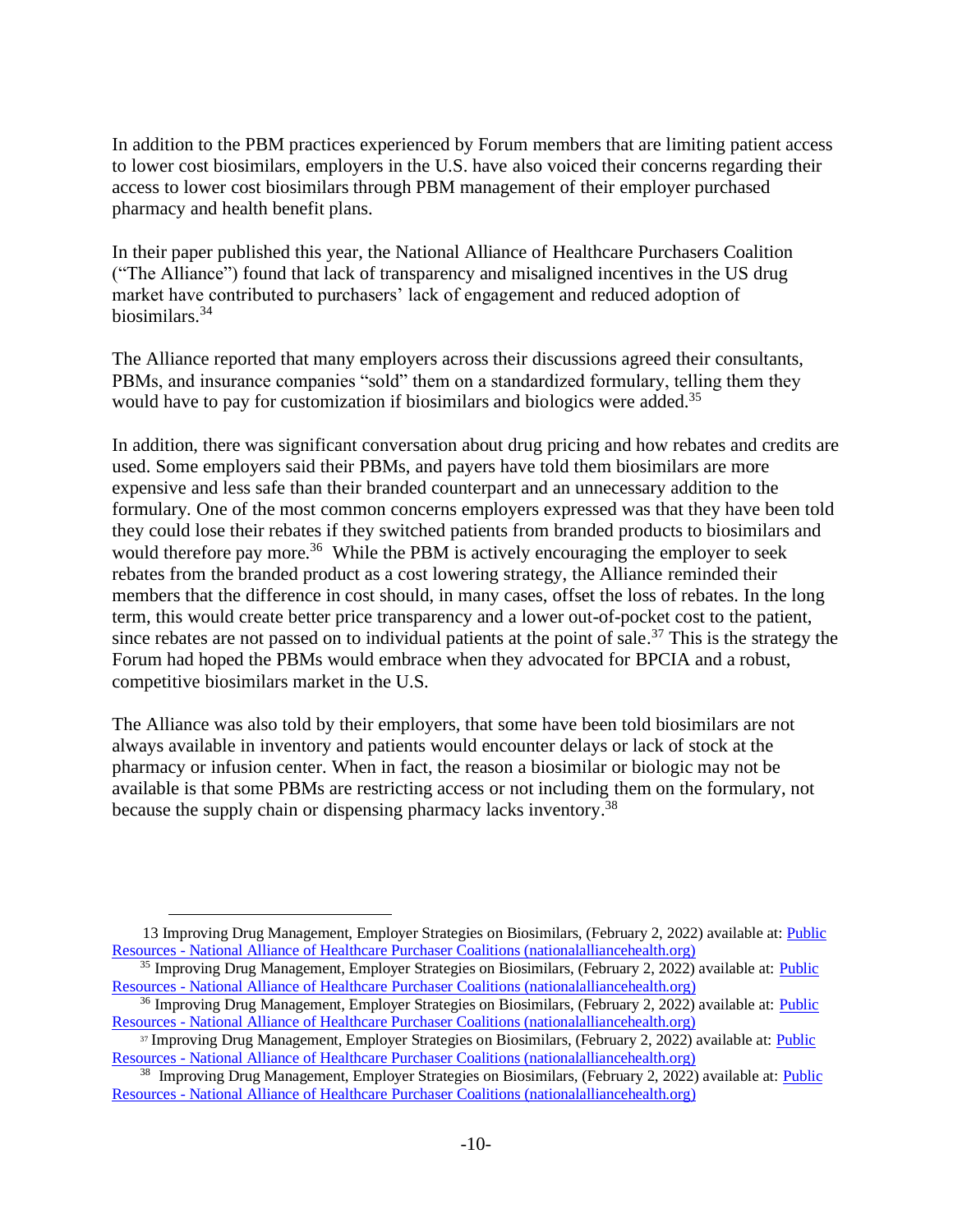In addition to the PBM practices experienced by Forum members that are limiting patient access to lower cost biosimilars, employers in the U.S. have also voiced their concerns regarding their access to lower cost biosimilars through PBM management of their employer purchased pharmacy and health benefit plans.

In their paper published this year, the National Alliance of Healthcare Purchasers Coalition ("The Alliance") found that lack of transparency and misaligned incentives in the US drug market have contributed to purchasers' lack of engagement and reduced adoption of biosimilars.[34]

The Alliance reported that many employers across their discussions agreed their consultants, PBMs, and insurance companies "sold" them on a standardized formulary, telling them they would have to pay for customization if biosimilars and biologics were added.[35]

In addition, there was significant conversation about drug pricing and how rebates and credits are used. Some employers said their PBMs, and payers have told them biosimilars are more expensive and less safe than their branded counterpart and an unnecessary addition to the formulary. One of the most common concerns employers expressed was that they have been told they could lose their rebates if they switched patients from branded products to biosimilars and would therefore pay more.[36] While the PBM is actively encouraging the employer to seek rebates from the branded product as a cost lowering strategy, the Alliance reminded their members that the difference in cost should, in many cases, offset the loss of rebates. In the long term, this would create better price transparency and a lower out-of-pocket cost to the patient, since rebates are not passed on to individual patients at the point of sale.[37] This is the strategy the Forum had hoped the PBMs would embrace when they advocated for BPCIA and a robust, competitive biosimilars market in the U.S.

The Alliance was also told by their employers, that some have been told biosimilars are not always available in inventory and patients would encounter delays or lack of stock at the pharmacy or infusion center. When in fact, the reason a biosimilar or biologic may not be available is that some PBMs are restricting access or not including them on the formulary, not because the supply chain or dispensing pharmacy lacks inventory.[38]

---

13 Improving Drug Management, Employer Strategies on Biosimilars, (February 2, 2022) available at: Public Resources - National Alliance of Healthcare Purchaser Coalitions (nationalalliancehealth.org)

[35] Improving Drug Management, Employer Strategies on Biosimilars, (February 2, 2022) available at: Public Resources - National Alliance of Healthcare Purchaser Coalitions (nationalalliancehealth.org)

[36] Improving Drug Management, Employer Strategies on Biosimilars, (February 2, 2022) available at: Public Resources - National Alliance of Healthcare Purchaser Coalitions (nationalalliancehealth.org)

[37] Improving Drug Management, Employer Strategies on Biosimilars, (February 2, 2022) available at: Public Resources - National Alliance of Healthcare Purchaser Coalitions (nationalalliancehealth.org)

[38] Improving Drug Management, Employer Strategies on Biosimilars, (February 2, 2022) available at: Public Resources - National Alliance of Healthcare Purchaser Coalitions (nationalalliancehealth.org)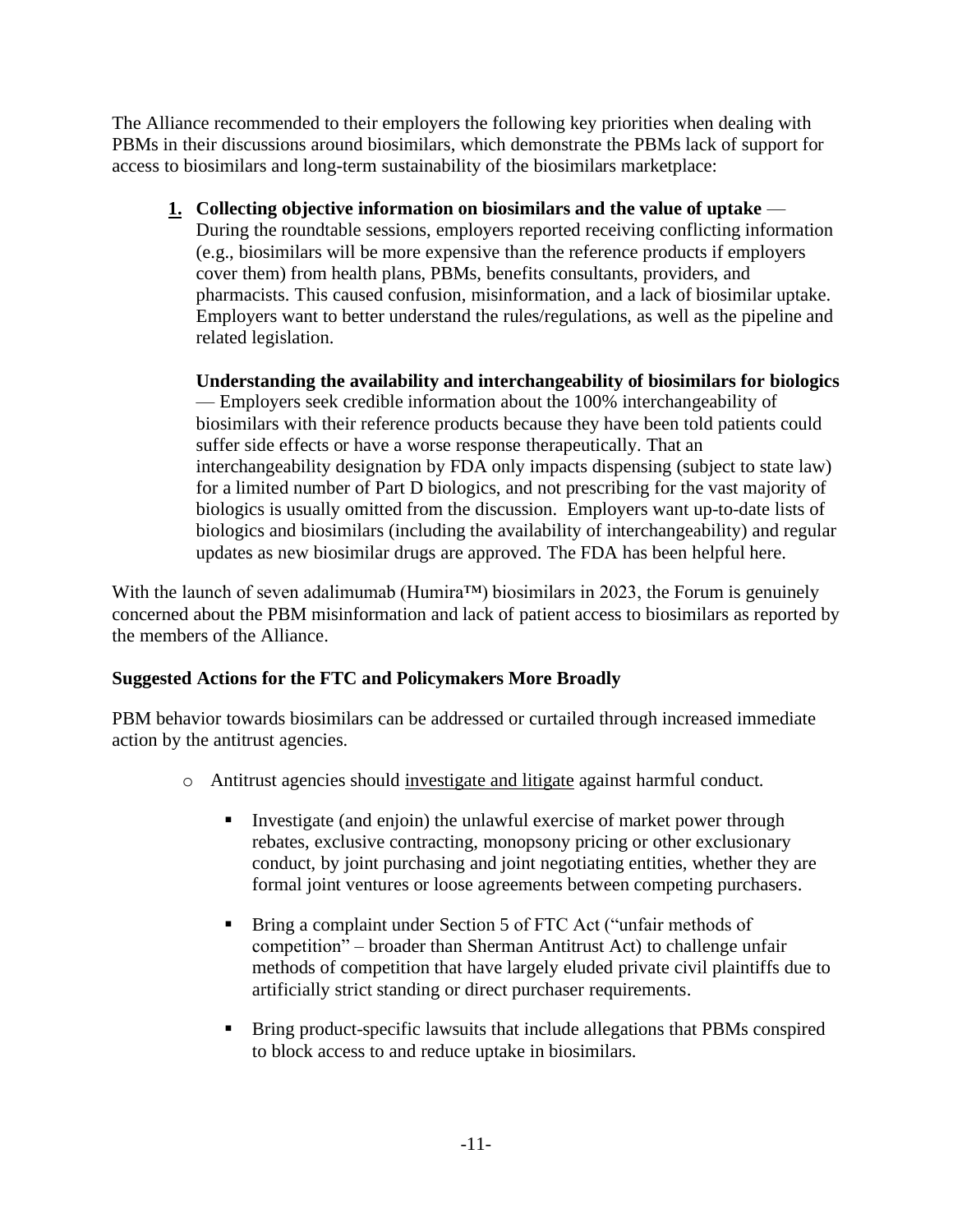The Alliance recommended to their employers the following key priorities when dealing with PBMs in their discussions around biosimilars, which demonstrate the PBMs lack of support for access to biosimilars and long-term sustainability of the biosimilars marketplace:

1. **Collecting objective information on biosimilars and the value of uptake** — During the roundtable sessions, employers reported receiving conflicting information (e.g., biosimilars will be more expensive than the reference products if employers cover them) from health plans, PBMs, benefits consultants, providers, and pharmacists. This caused confusion, misinformation, and a lack of biosimilar uptake. Employers want to better understand the rules/regulations, as well as the pipeline and related legislation.

   **Understanding the availability and interchangeability of biosimilars for biologics** — Employers seek credible information about the 100% interchangeability of biosimilars with their reference products because they have been told patients could suffer side effects or have a worse response therapeutically. That an interchangeability designation by FDA only impacts dispensing (subject to state law) for a limited number of Part D biologics, and not prescribing for the vast majority of biologics is usually omitted from the discussion. Employers want up-to-date lists of biologics and biosimilars (including the availability of interchangeability) and regular updates as new biosimilar drugs are approved. The FDA has been helpful here.

With the launch of seven adalimumab (Humira™) biosimilars in 2023, the Forum is genuinely concerned about the PBM misinformation and lack of patient access to biosimilars as reported by the members of the Alliance.

**Suggested Actions for the FTC and Policymakers More Broadly**

PBM behavior towards biosimilars can be addressed or curtailed through increased immediate action by the antitrust agencies.

- Antitrust agencies should investigate and litigate against harmful conduct.
  - Investigate (and enjoin) the unlawful exercise of market power through rebates, exclusive contracting, monopsony pricing or other exclusionary conduct, by joint purchasing and joint negotiating entities, whether they are formal joint ventures or loose agreements between competing purchasers.
  - Bring a complaint under Section 5 of FTC Act ("unfair methods of competition" – broader than Sherman Antitrust Act) to challenge unfair methods of competition that have largely eluded private civil plaintiffs due to artificially strict standing or direct purchaser requirements.
  - Bring product-specific lawsuits that include allegations that PBMs conspired to block access to and reduce uptake in biosimilars.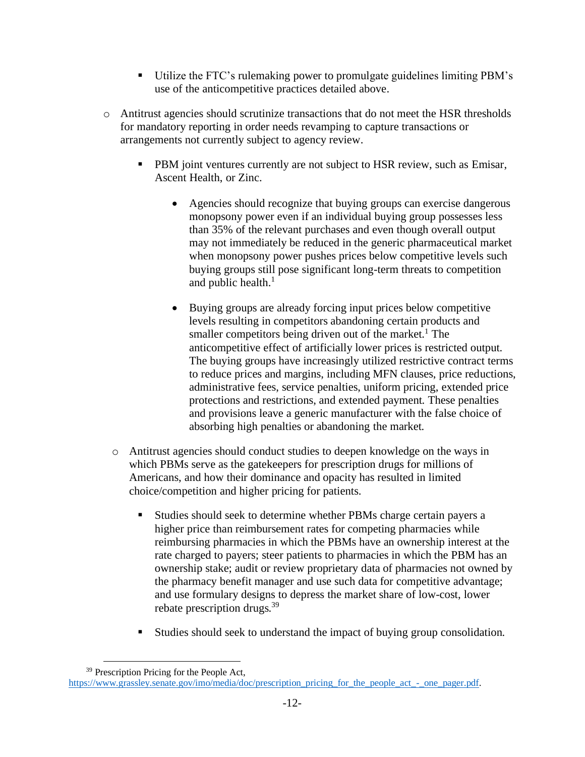- Utilize the FTC's rulemaking power to promulgate guidelines limiting PBM's use of the anticompetitive practices detailed above.

- Antitrust agencies should scrutinize transactions that do not meet the HSR thresholds for mandatory reporting in order needs revamping to capture transactions or arrangements not currently subject to agency review.

  - PBM joint ventures currently are not subject to HSR review, such as Emisar, Ascent Health, or Zinc.

    - Agencies should recognize that buying groups can exercise dangerous monopsony power even if an individual buying group possesses less than 35% of the relevant purchases and even though overall output may not immediately be reduced in the generic pharmaceutical market when monopsony power pushes prices below competitive levels such buying groups still pose significant long-term threats to competition and public health.[1]

    - Buying groups are already forcing input prices below competitive levels resulting in competitors abandoning certain products and smaller competitors being driven out of the market.[1] The anticompetitive effect of artificially lower prices is restricted output. The buying groups have increasingly utilized restrictive contract terms to reduce prices and margins, including MFN clauses, price reductions, administrative fees, service penalties, uniform pricing, extended price protections and restrictions, and extended payment. These penalties and provisions leave a generic manufacturer with the false choice of absorbing high penalties or abandoning the market.

- Antitrust agencies should conduct studies to deepen knowledge on the ways in which PBMs serve as the gatekeepers for prescription drugs for millions of Americans, and how their dominance and opacity has resulted in limited choice/competition and higher pricing for patients.

  - Studies should seek to determine whether PBMs charge certain payers a higher price than reimbursement rates for competing pharmacies while reimbursing pharmacies in which the PBMs have an ownership interest at the rate charged to payers; steer patients to pharmacies in which the PBM has an ownership stake; audit or review proprietary data of pharmacies not owned by the pharmacy benefit manager and use such data for competitive advantage; and use formulary designs to depress the market share of low-cost, lower rebate prescription drugs.[39]

  - Studies should seek to understand the impact of buying group consolidation.

---

[39] Prescription Pricing for the People Act, https://www.grassley.senate.gov/imo/media/doc/prescription_pricing_for_the_people_act_-_one_pager.pdf.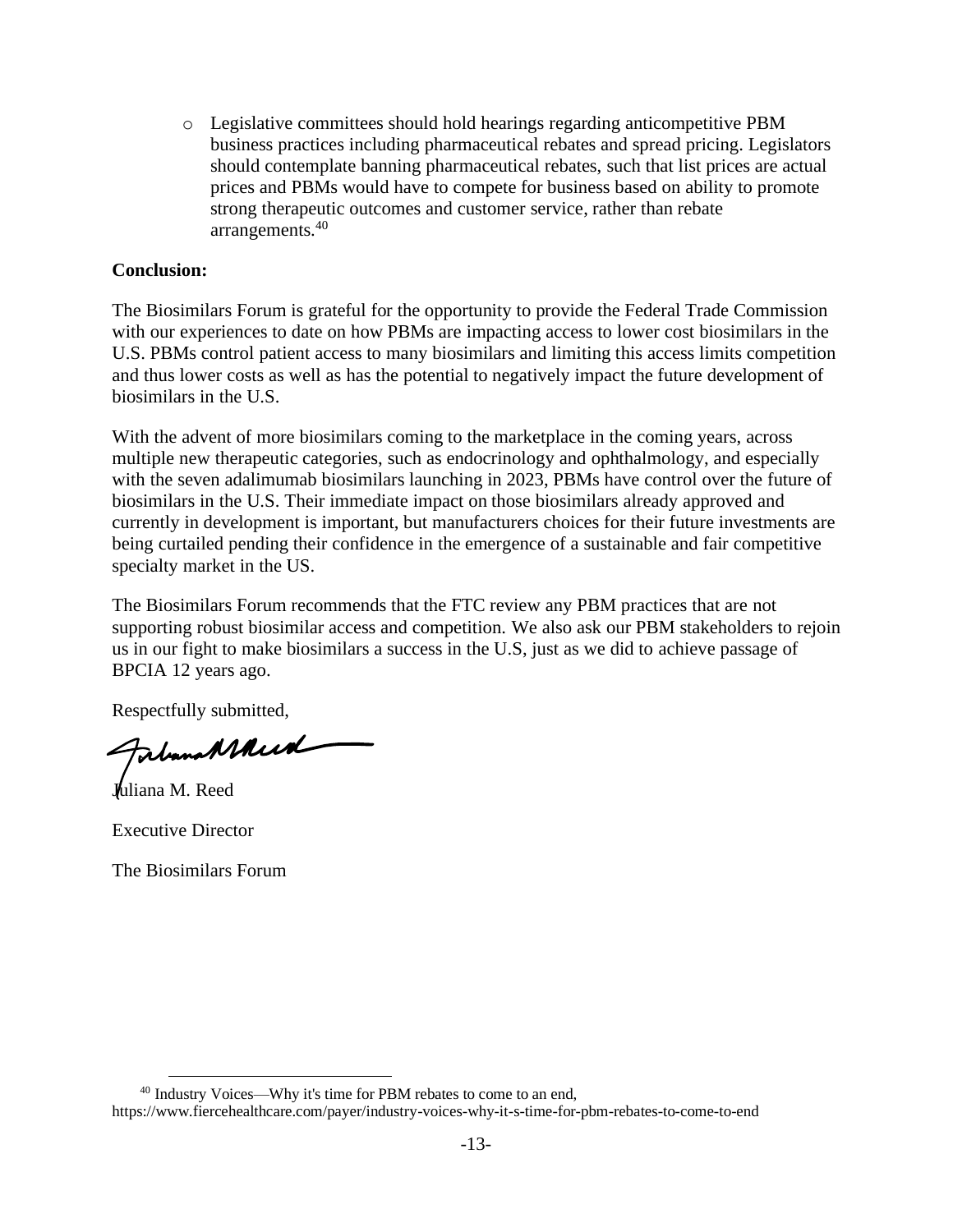- Legislative committees should hold hearings regarding anticompetitive PBM business practices including pharmaceutical rebates and spread pricing. Legislators should contemplate banning pharmaceutical rebates, such that list prices are actual prices and PBMs would have to compete for business based on ability to promote strong therapeutic outcomes and customer service, rather than rebate arrangements.[40]

**Conclusion:**

The Biosimilars Forum is grateful for the opportunity to provide the Federal Trade Commission with our experiences to date on how PBMs are impacting access to lower cost biosimilars in the U.S. PBMs control patient access to many biosimilars and limiting this access limits competition and thus lower costs as well as has the potential to negatively impact the future development of biosimilars in the U.S.

With the advent of more biosimilars coming to the marketplace in the coming years, across multiple new therapeutic categories, such as endocrinology and ophthalmology, and especially with the seven adalimumab biosimilars launching in 2023, PBMs have control over the future of biosimilars in the U.S. Their immediate impact on those biosimilars already approved and currently in development is important, but manufacturers choices for their future investments are being curtailed pending their confidence in the emergence of a sustainable and fair competitive specialty market in the US.

The Biosimilars Forum recommends that the FTC review any PBM practices that are not supporting robust biosimilar access and competition. We also ask our PBM stakeholders to rejoin us in our fight to make biosimilars a success in the U.S, just as we did to achieve passage of BPCIA 12 years ago.

Respectfully submitted,

Juliana M. Reed

Executive Director

The Biosimilars Forum

[40] Industry Voices—Why it's time for PBM rebates to come to an end, https://www.fiercehealthcare.com/payer/industry-voices-why-it-s-time-for-pbm-rebates-to-come-to-end